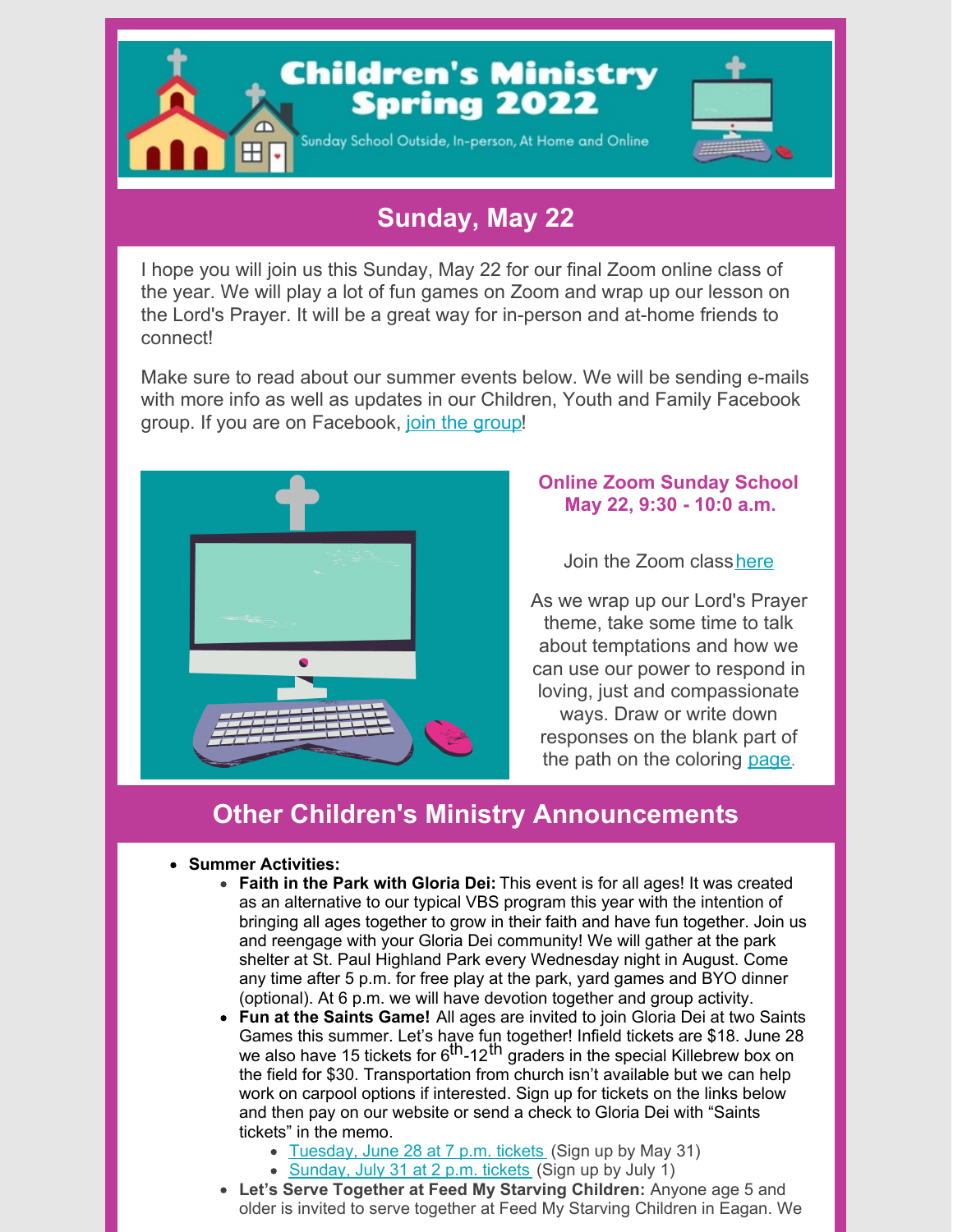# Children's Ministry Spring 2022

Sunday School Outside, In-person, At Home and Online

## Sunday, May 22

I hope you will join us this Sunday, May 22 for our final Zoom online class of the year. We will play a lot of fun games on Zoom and wrap up our lesson on the Lord's Prayer. It will be a great way for in-person and at-home friends to connect!

Make sure to read about our summer events below. We will be sending e-mails with more info as well as updates in our Children, Youth and Family Facebook group. If you are on Facebook, join the group!

### Online Zoom Sunday School May 22, 9:30 - 10:0 a.m.

Join the Zoom class here

As we wrap up our Lord's Prayer theme, take some time to talk about temptations and how we can use our power to respond in loving, just and compassionate ways. Draw or write down responses on the blank part of the path on the coloring page.

## Other Children's Ministry Announcements

- **Summer Activities:**
  - **Faith in the Park with Gloria Dei:** This event is for all ages! It was created as an alternative to our typical VBS program this year with the intention of bringing all ages together to grow in their faith and have fun together. Join us and reengage with your Gloria Dei community! We will gather at the park shelter at St. Paul Highland Park every Wednesday night in August. Come any time after 5 p.m. for free play at the park, yard games and BYO dinner (optional). At 6 p.m. we will have devotion together and group activity.
  - **Fun at the Saints Game!** All ages are invited to join Gloria Dei at two Saints Games this summer. Let's have fun together! Infield tickets are $18. June 28 we also have 15 tickets for 6th-12th graders in the special Killebrew box on the field for $30. Transportation from church isn't available but we can help work on carpool options if interested. Sign up for tickets on the links below and then pay on our website or send a check to Gloria Dei with "Saints tickets" in the memo.
    - Tuesday, June 28 at 7 p.m. tickets (Sign up by May 31)
    - Sunday, July 31 at 2 p.m. tickets (Sign up by July 1)
  - **Let's Serve Together at Feed My Starving Children:** Anyone age 5 and older is invited to serve together at Feed My Starving Children in Eagan. We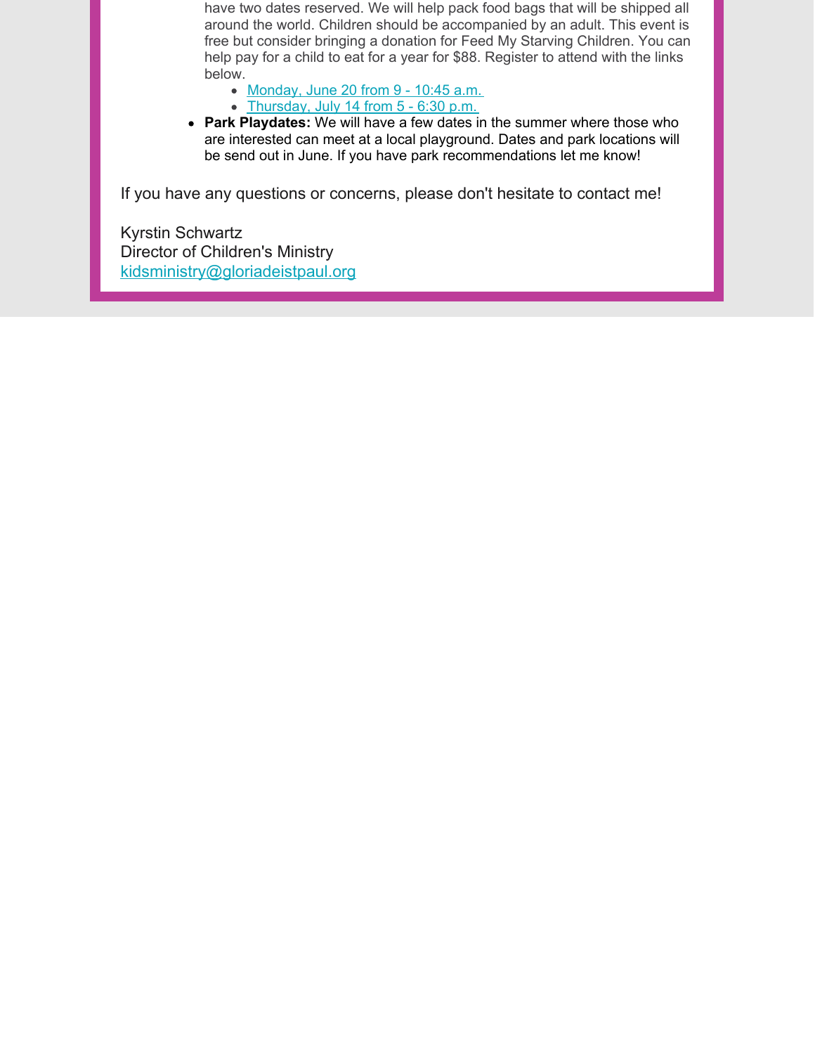have two dates reserved. We will help pack food bags that will be shipped all around the world. Children should be accompanied by an adult. This event is free but consider bringing a donation for Feed My Starving Children. You can help pay for a child to eat for a year for $88. Register to attend with the links below.

    - Monday, June 20 from 9 - 10:45 a.m.
    - Thursday, July 14 from 5 - 6:30 p.m.

- **Park Playdates:** We will have a few dates in the summer where those who are interested can meet at a local playground. Dates and park locations will be send out in June. If you have park recommendations let me know!

If you have any questions or concerns, please don't hesitate to contact me!

Kyrstin Schwartz
Director of Children's Ministry
kidsministry@gloriadeistpaul.org